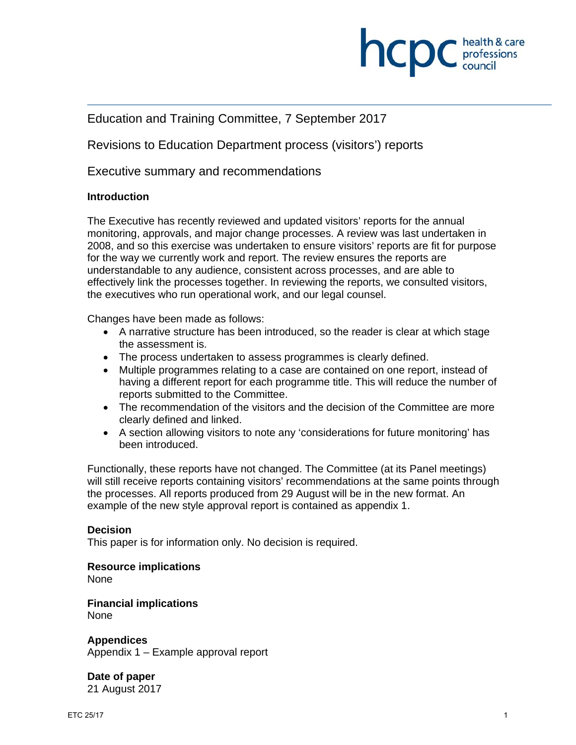Education and Training Committee, 7 September 2017

Revisions to Education Department process (visitors') reports

Executive summary and recommendations

**Introduction**

The Executive has recently reviewed and updated visitors' reports for the annual monitoring, approvals, and major change processes. A review was last undertaken in 2008, and so this exercise was undertaken to ensure visitors' reports are fit for purpose for the way we currently work and report. The review ensures the reports are understandable to any audience, consistent across processes, and are able to effectively link the processes together. In reviewing the reports, we consulted visitors, the executives who run operational work, and our legal counsel.

Changes have been made as follows:

- A narrative structure has been introduced, so the reader is clear at which stage the assessment is.
- The process undertaken to assess programmes is clearly defined.
- Multiple programmes relating to a case are contained on one report, instead of having a different report for each programme title. This will reduce the number of reports submitted to the Committee.
- The recommendation of the visitors and the decision of the Committee are more clearly defined and linked.
- A section allowing visitors to note any 'considerations for future monitoring' has been introduced.

Functionally, these reports have not changed. The Committee (at its Panel meetings) will still receive reports containing visitors' recommendations at the same points through the processes. All reports produced from 29 August will be in the new format. An example of the new style approval report is contained as appendix 1.

**Decision**
This paper is for information only. No decision is required.

**Resource implications**
None

**Financial implications**
None

**Appendices**
Appendix 1 – Example approval report

**Date of paper**
21 August 2017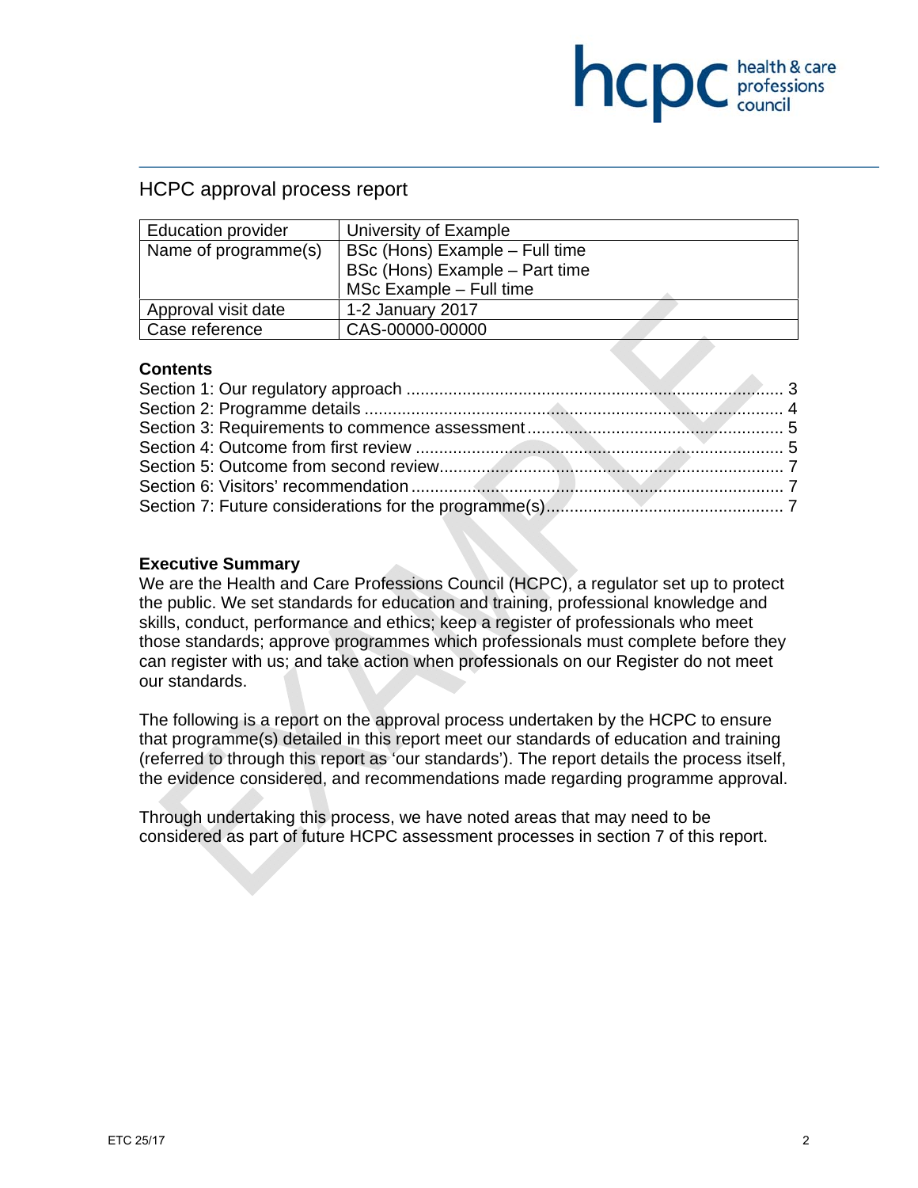# HCPC approval process report

| Education provider | University of Example |
|---|---|
| Name of programme(s) | BSc (Hons) Example – Full time<br>BSc (Hons) Example – Part time<br>MSc Example – Full time |
| Approval visit date | 1-2 January 2017 |
| Case reference | CAS-00000-00000 |

**Contents**

Section 1: Our regulatory approach ..................................................................... 3
Section 2: Programme details .............................................................................. 4
Section 3: Requirements to commence assessment ............................................ 5
Section 4: Outcome from first review ................................................................... 5
Section 5: Outcome from second review .............................................................. 7
Section 6: Visitors' recommendation .................................................................... 7
Section 7: Future considerations for the programme(s) ........................................ 7

**Executive Summary**

We are the Health and Care Professions Council (HCPC), a regulator set up to protect the public. We set standards for education and training, professional knowledge and skills, conduct, performance and ethics; keep a register of professionals who meet those standards; approve programmes which professionals must complete before they can register with us; and take action when professionals on our Register do not meet our standards.

The following is a report on the approval process undertaken by the HCPC to ensure that programme(s) detailed in this report meet our standards of education and training (referred to through this report as 'our standards'). The report details the process itself, the evidence considered, and recommendations made regarding programme approval.

Through undertaking this process, we have noted areas that may need to be considered as part of future HCPC assessment processes in section 7 of this report.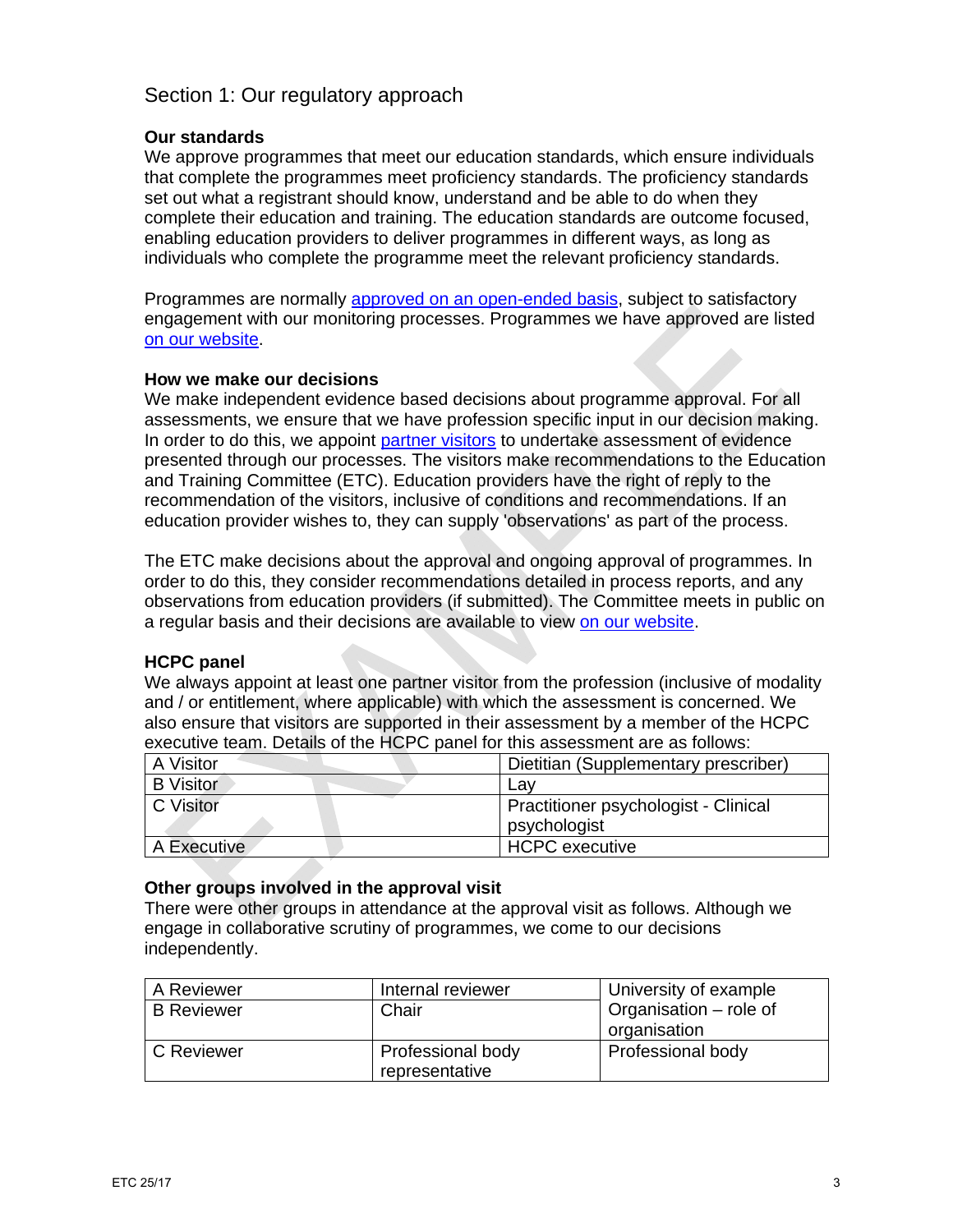## Section 1: Our regulatory approach

### Our standards

We approve programmes that meet our education standards, which ensure individuals that complete the programmes meet proficiency standards. The proficiency standards set out what a registrant should know, understand and be able to do when they complete their education and training. The education standards are outcome focused, enabling education providers to deliver programmes in different ways, as long as individuals who complete the programme meet the relevant proficiency standards.

Programmes are normally approved on an open-ended basis, subject to satisfactory engagement with our monitoring processes. Programmes we have approved are listed on our website.

### How we make our decisions

We make independent evidence based decisions about programme approval. For all assessments, we ensure that we have profession specific input in our decision making. In order to do this, we appoint partner visitors to undertake assessment of evidence presented through our processes. The visitors make recommendations to the Education and Training Committee (ETC). Education providers have the right of reply to the recommendation of the visitors, inclusive of conditions and recommendations. If an education provider wishes to, they can supply 'observations' as part of the process.

The ETC make decisions about the approval and ongoing approval of programmes. In order to do this, they consider recommendations detailed in process reports, and any observations from education providers (if submitted). The Committee meets in public on a regular basis and their decisions are available to view on our website.

### HCPC panel

We always appoint at least one partner visitor from the profession (inclusive of modality and / or entitlement, where applicable) with which the assessment is concerned. We also ensure that visitors are supported in their assessment by a member of the HCPC executive team. Details of the HCPC panel for this assessment are as follows:

| | |
|---|---|
| A Visitor | Dietitian (Supplementary prescriber) |
| B Visitor | Lay |
| C Visitor | Practitioner psychologist - Clinical psychologist |
| A Executive | HCPC executive |

### Other groups involved in the approval visit

There were other groups in attendance at the approval visit as follows. Although we engage in collaborative scrutiny of programmes, we come to our decisions independently.

| | | |
|---|---|---|
| A Reviewer | Internal reviewer | University of example |
| B Reviewer | Chair | Organisation – role of organisation |
| C Reviewer | Professional body representative | Professional body |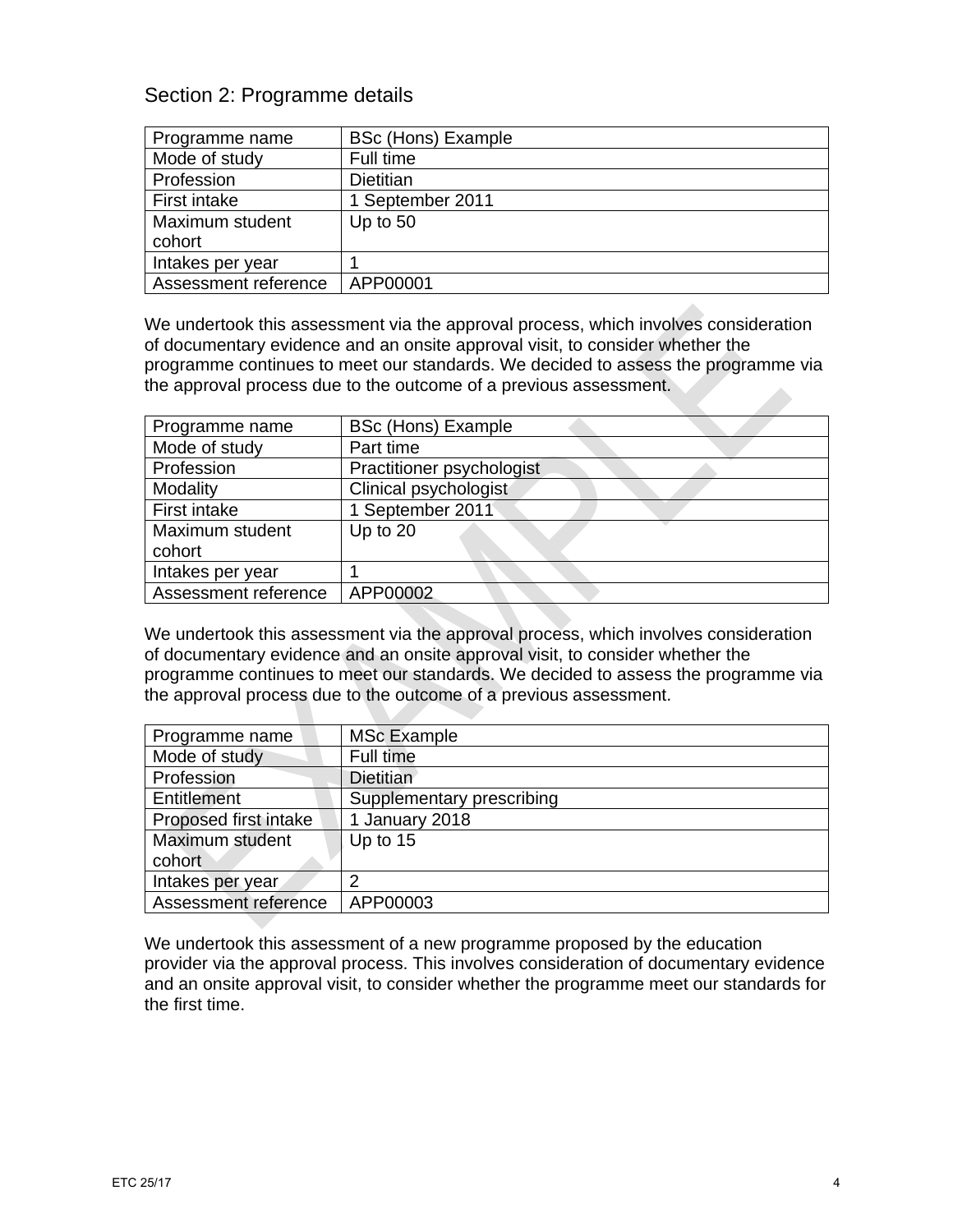## Section 2: Programme details

| Programme name | BSc (Hons) Example |
|---|---|
| Mode of study | Full time |
| Profession | Dietitian |
| First intake | 1 September 2011 |
| Maximum student cohort | Up to 50 |
| Intakes per year | 1 |
| Assessment reference | APP00001 |

We undertook this assessment via the approval process, which involves consideration of documentary evidence and an onsite approval visit, to consider whether the programme continues to meet our standards. We decided to assess the programme via the approval process due to the outcome of a previous assessment.

| Programme name | BSc (Hons) Example |
|---|---|
| Mode of study | Part time |
| Profession | Practitioner psychologist |
| Modality | Clinical psychologist |
| First intake | 1 September 2011 |
| Maximum student cohort | Up to 20 |
| Intakes per year | 1 |
| Assessment reference | APP00002 |

We undertook this assessment via the approval process, which involves consideration of documentary evidence and an onsite approval visit, to consider whether the programme continues to meet our standards. We decided to assess the programme via the approval process due to the outcome of a previous assessment.

| Programme name | MSc Example |
|---|---|
| Mode of study | Full time |
| Profession | Dietitian |
| Entitlement | Supplementary prescribing |
| Proposed first intake | 1 January 2018 |
| Maximum student cohort | Up to 15 |
| Intakes per year | 2 |
| Assessment reference | APP00003 |

We undertook this assessment of a new programme proposed by the education provider via the approval process. This involves consideration of documentary evidence and an onsite approval visit, to consider whether the programme meet our standards for the first time.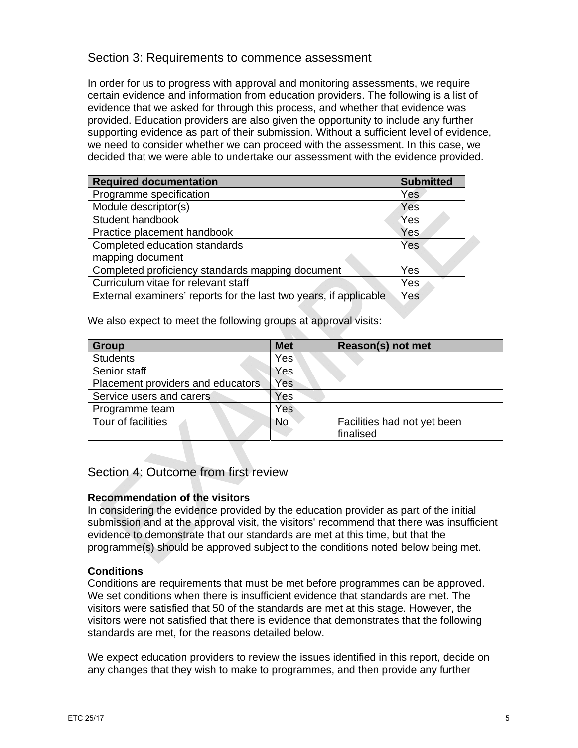## Section 3: Requirements to commence assessment

In order for us to progress with approval and monitoring assessments, we require certain evidence and information from education providers. The following is a list of evidence that we asked for through this process, and whether that evidence was provided. Education providers are also given the opportunity to include any further supporting evidence as part of their submission. Without a sufficient level of evidence, we need to consider whether we can proceed with the assessment. In this case, we decided that we were able to undertake our assessment with the evidence provided.

| Required documentation | Submitted |
| --- | --- |
| Programme specification | Yes |
| Module descriptor(s) | Yes |
| Student handbook | Yes |
| Practice placement handbook | Yes |
| Completed education standards mapping document | Yes |
| Completed proficiency standards mapping document | Yes |
| Curriculum vitae for relevant staff | Yes |
| External examiners' reports for the last two years, if applicable | Yes |

We also expect to meet the following groups at approval visits:

| Group | Met | Reason(s) not met |
| --- | --- | --- |
| Students | Yes | |
| Senior staff | Yes | |
| Placement providers and educators | Yes | |
| Service users and carers | Yes | |
| Programme team | Yes | |
| Tour of facilities | No | Facilities had not yet been finalised |

## Section 4: Outcome from first review

**Recommendation of the visitors**
In considering the evidence provided by the education provider as part of the initial submission and at the approval visit, the visitors' recommend that there was insufficient evidence to demonstrate that our standards are met at this time, but that the programme(s) should be approved subject to the conditions noted below being met.

**Conditions**
Conditions are requirements that must be met before programmes can be approved. We set conditions when there is insufficient evidence that standards are met. The visitors were satisfied that 50 of the standards are met at this stage. However, the visitors were not satisfied that there is evidence that demonstrates that the following standards are met, for the reasons detailed below.

We expect education providers to review the issues identified in this report, decide on any changes that they wish to make to programmes, and then provide any further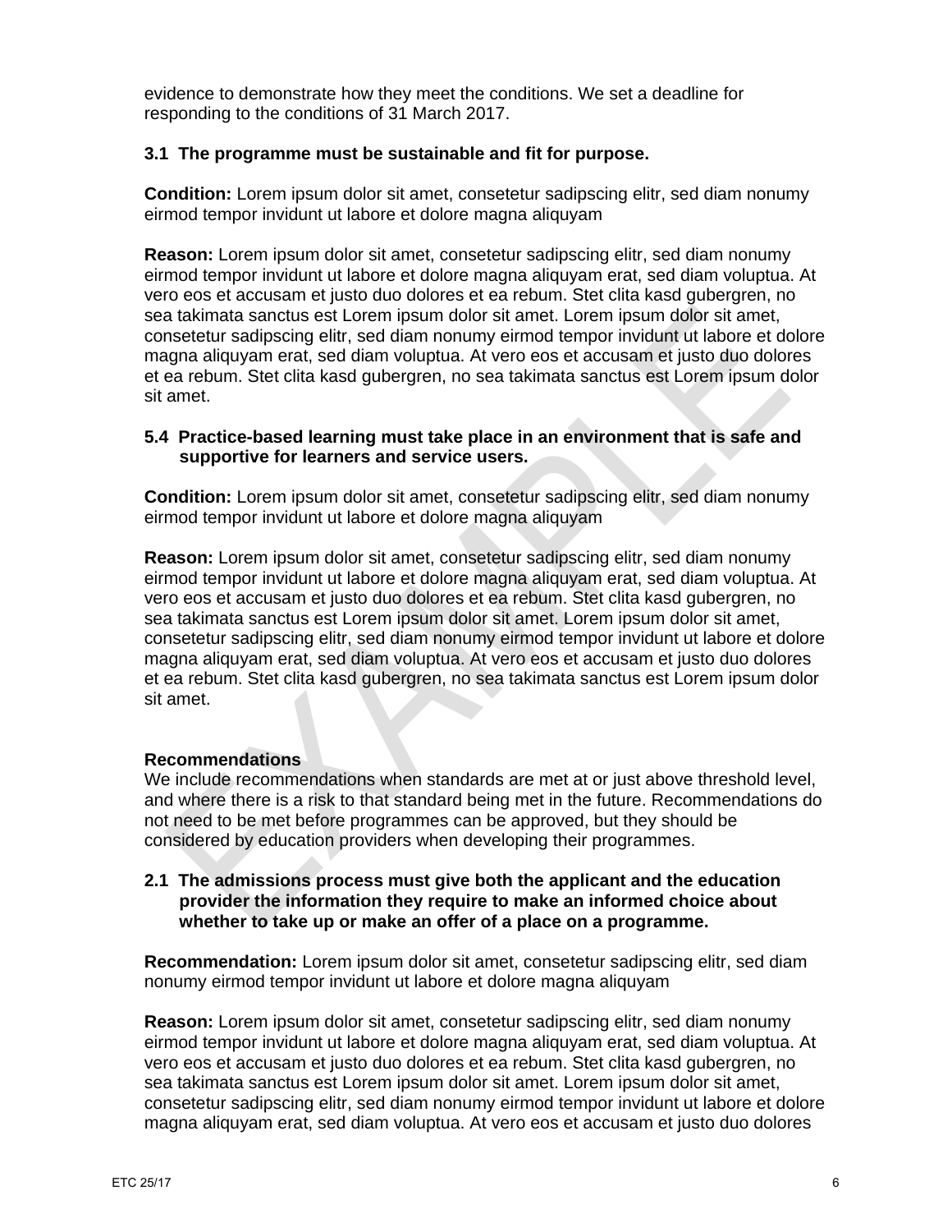evidence to demonstrate how they meet the conditions. We set a deadline for responding to the conditions of 31 March 2017.

**3.1 The programme must be sustainable and fit for purpose.**

**Condition:** Lorem ipsum dolor sit amet, consetetur sadipscing elitr, sed diam nonumy eirmod tempor invidunt ut labore et dolore magna aliquyam

**Reason:** Lorem ipsum dolor sit amet, consetetur sadipscing elitr, sed diam nonumy eirmod tempor invidunt ut labore et dolore magna aliquyam erat, sed diam voluptua. At vero eos et accusam et justo duo dolores et ea rebum. Stet clita kasd gubergren, no sea takimata sanctus est Lorem ipsum dolor sit amet. Lorem ipsum dolor sit amet, consetetur sadipscing elitr, sed diam nonumy eirmod tempor invidunt ut labore et dolore magna aliquyam erat, sed diam voluptua. At vero eos et accusam et justo duo dolores et ea rebum. Stet clita kasd gubergren, no sea takimata sanctus est Lorem ipsum dolor sit amet.

**5.4 Practice-based learning must take place in an environment that is safe and supportive for learners and service users.**

**Condition:** Lorem ipsum dolor sit amet, consetetur sadipscing elitr, sed diam nonumy eirmod tempor invidunt ut labore et dolore magna aliquyam

**Reason:** Lorem ipsum dolor sit amet, consetetur sadipscing elitr, sed diam nonumy eirmod tempor invidunt ut labore et dolore magna aliquyam erat, sed diam voluptua. At vero eos et accusam et justo duo dolores et ea rebum. Stet clita kasd gubergren, no sea takimata sanctus est Lorem ipsum dolor sit amet. Lorem ipsum dolor sit amet, consetetur sadipscing elitr, sed diam nonumy eirmod tempor invidunt ut labore et dolore magna aliquyam erat, sed diam voluptua. At vero eos et accusam et justo duo dolores et ea rebum. Stet clita kasd gubergren, no sea takimata sanctus est Lorem ipsum dolor sit amet.

**Recommendations**

We include recommendations when standards are met at or just above threshold level, and where there is a risk to that standard being met in the future. Recommendations do not need to be met before programmes can be approved, but they should be considered by education providers when developing their programmes.

**2.1 The admissions process must give both the applicant and the education provider the information they require to make an informed choice about whether to take up or make an offer of a place on a programme.**

**Recommendation:** Lorem ipsum dolor sit amet, consetetur sadipscing elitr, sed diam nonumy eirmod tempor invidunt ut labore et dolore magna aliquyam

**Reason:** Lorem ipsum dolor sit amet, consetetur sadipscing elitr, sed diam nonumy eirmod tempor invidunt ut labore et dolore magna aliquyam erat, sed diam voluptua. At vero eos et accusam et justo duo dolores et ea rebum. Stet clita kasd gubergren, no sea takimata sanctus est Lorem ipsum dolor sit amet. Lorem ipsum dolor sit amet, consetetur sadipscing elitr, sed diam nonumy eirmod tempor invidunt ut labore et dolore magna aliquyam erat, sed diam voluptua. At vero eos et accusam et justo duo dolores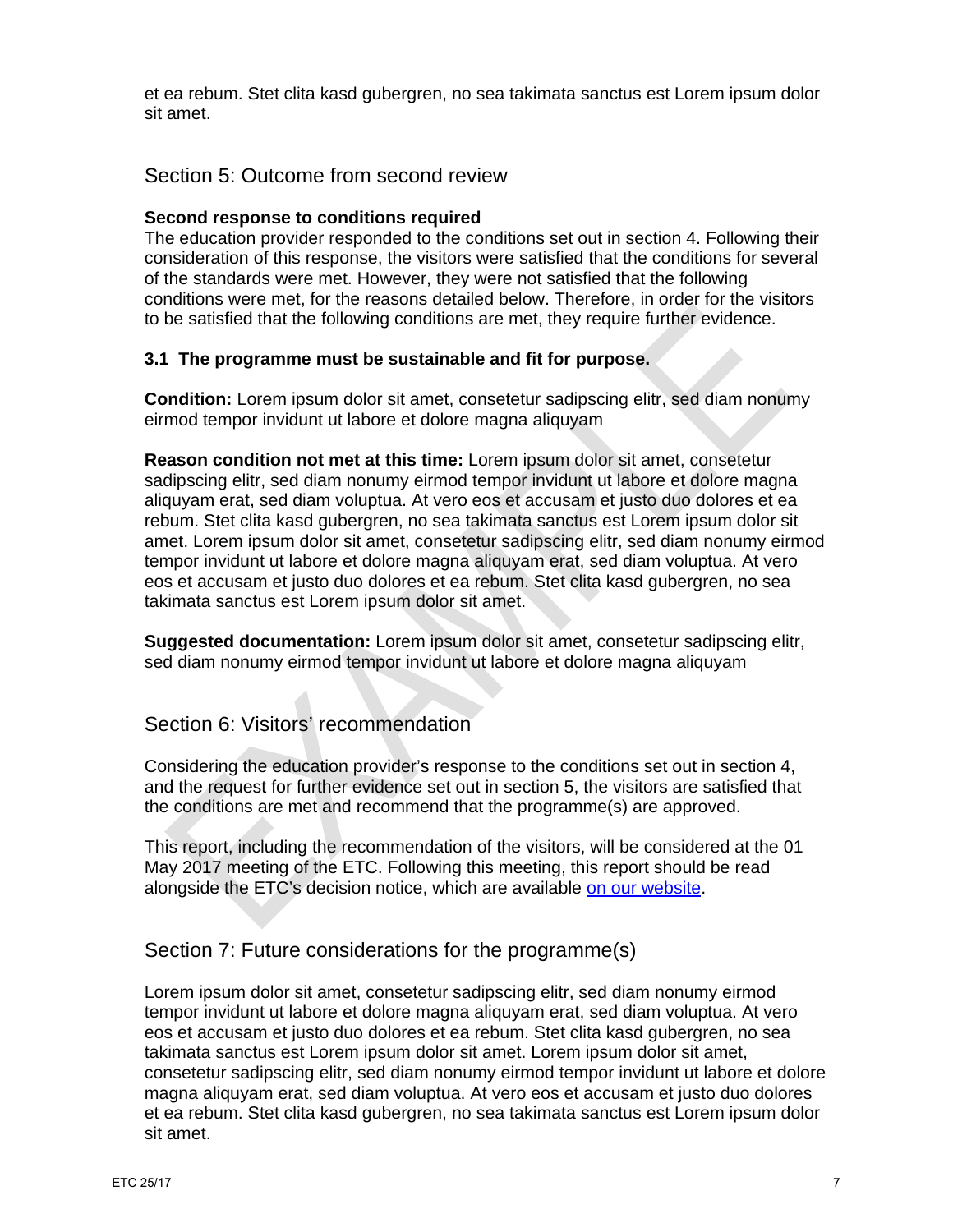et ea rebum. Stet clita kasd gubergren, no sea takimata sanctus est Lorem ipsum dolor sit amet.

## Section 5: Outcome from second review

**Second response to conditions required**

The education provider responded to the conditions set out in section 4. Following their consideration of this response, the visitors were satisfied that the conditions for several of the standards were met. However, they were not satisfied that the following conditions were met, for the reasons detailed below. Therefore, in order for the visitors to be satisfied that the following conditions are met, they require further evidence.

**3.1 The programme must be sustainable and fit for purpose.**

**Condition:** Lorem ipsum dolor sit amet, consetetur sadipscing elitr, sed diam nonumy eirmod tempor invidunt ut labore et dolore magna aliquyam

**Reason condition not met at this time:** Lorem ipsum dolor sit amet, consetetur sadipscing elitr, sed diam nonumy eirmod tempor invidunt ut labore et dolore magna aliquyam erat, sed diam voluptua. At vero eos et accusam et justo duo dolores et ea rebum. Stet clita kasd gubergren, no sea takimata sanctus est Lorem ipsum dolor sit amet. Lorem ipsum dolor sit amet, consetetur sadipscing elitr, sed diam nonumy eirmod tempor invidunt ut labore et dolore magna aliquyam erat, sed diam voluptua. At vero eos et accusam et justo duo dolores et ea rebum. Stet clita kasd gubergren, no sea takimata sanctus est Lorem ipsum dolor sit amet.

**Suggested documentation:** Lorem ipsum dolor sit amet, consetetur sadipscing elitr, sed diam nonumy eirmod tempor invidunt ut labore et dolore magna aliquyam

## Section 6: Visitors' recommendation

Considering the education provider's response to the conditions set out in section 4, and the request for further evidence set out in section 5, the visitors are satisfied that the conditions are met and recommend that the programme(s) are approved.

This report, including the recommendation of the visitors, will be considered at the 01 May 2017 meeting of the ETC. Following this meeting, this report should be read alongside the ETC's decision notice, which are available on our website.

## Section 7: Future considerations for the programme(s)

Lorem ipsum dolor sit amet, consetetur sadipscing elitr, sed diam nonumy eirmod tempor invidunt ut labore et dolore magna aliquyam erat, sed diam voluptua. At vero eos et accusam et justo duo dolores et ea rebum. Stet clita kasd gubergren, no sea takimata sanctus est Lorem ipsum dolor sit amet. Lorem ipsum dolor sit amet, consetetur sadipscing elitr, sed diam nonumy eirmod tempor invidunt ut labore et dolore magna aliquyam erat, sed diam voluptua. At vero eos et accusam et justo duo dolores et ea rebum. Stet clita kasd gubergren, no sea takimata sanctus est Lorem ipsum dolor sit amet.